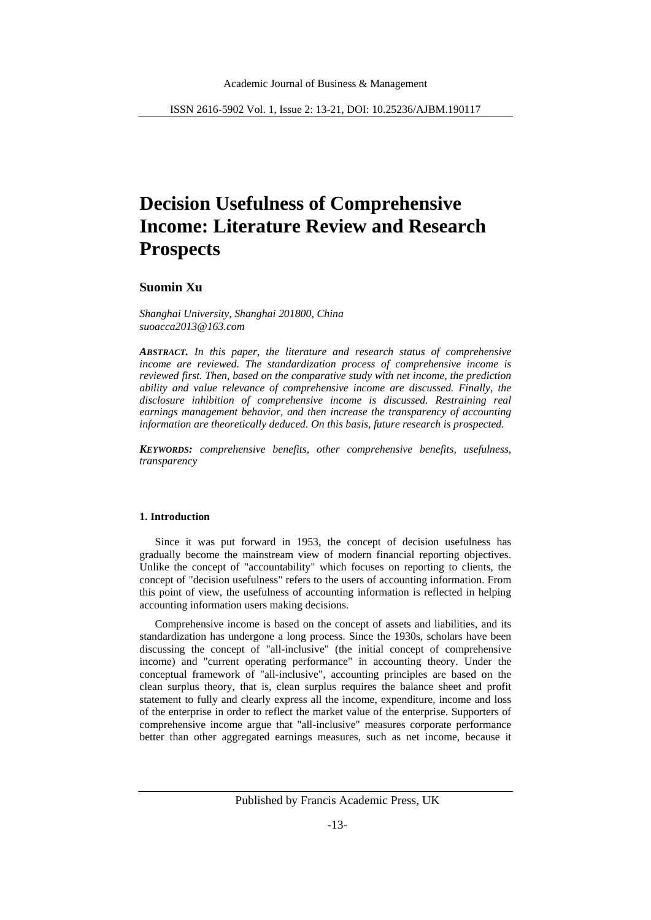# Decision Usefulness of Comprehensive Income: Literature Review and Research Prospects

**Suomin Xu**

*Shanghai University, Shanghai 201800, China*
*suoacca2013@163.com*

***ABSTRACT.*** *In this paper, the literature and research status of comprehensive income are reviewed. The standardization process of comprehensive income is reviewed first. Then, based on the comparative study with net income, the prediction ability and value relevance of comprehensive income are discussed. Finally, the disclosure inhibition of comprehensive income is discussed. Restraining real earnings management behavior, and then increase the transparency of accounting information are theoretically deduced. On this basis, future research is prospected.*

***KEYWORDS:*** *comprehensive benefits, other comprehensive benefits, usefulness, transparency*

#### 1. Introduction

Since it was put forward in 1953, the concept of decision usefulness has gradually become the mainstream view of modern financial reporting objectives. Unlike the concept of "accountability" which focuses on reporting to clients, the concept of "decision usefulness" refers to the users of accounting information. From this point of view, the usefulness of accounting information is reflected in helping accounting information users making decisions.

Comprehensive income is based on the concept of assets and liabilities, and its standardization has undergone a long process. Since the 1930s, scholars have been discussing the concept of "all-inclusive" (the initial concept of comprehensive income) and "current operating performance" in accounting theory. Under the conceptual framework of "all-inclusive", accounting principles are based on the clean surplus theory, that is, clean surplus requires the balance sheet and profit statement to fully and clearly express all the income, expenditure, income and loss of the enterprise in order to reflect the market value of the enterprise. Supporters of comprehensive income argue that "all-inclusive" measures corporate performance better than other aggregated earnings measures, such as net income, because it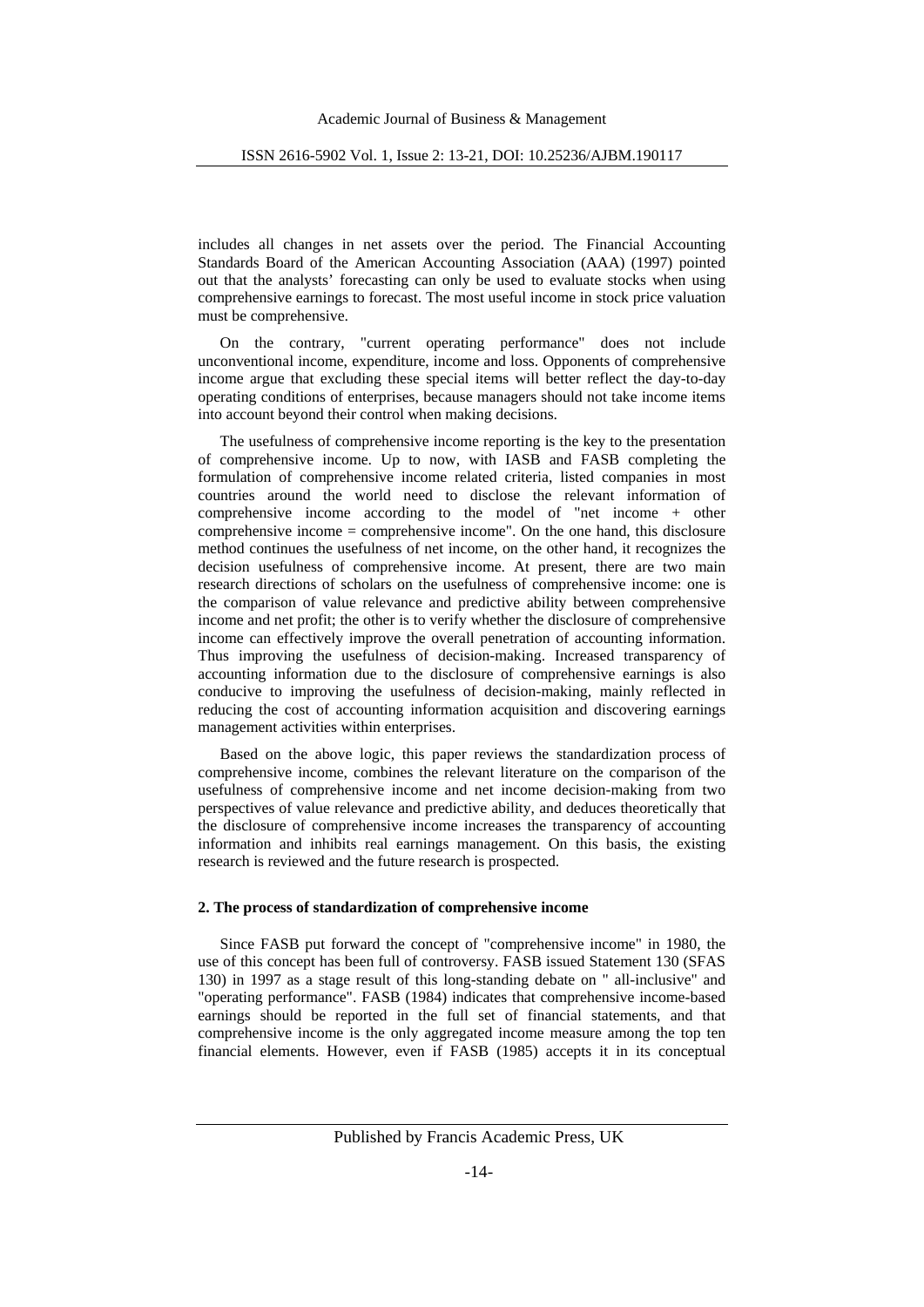includes all changes in net assets over the period. The Financial Accounting Standards Board of the American Accounting Association (AAA) (1997) pointed out that the analysts' forecasting can only be used to evaluate stocks when using comprehensive earnings to forecast. The most useful income in stock price valuation must be comprehensive.

On the contrary, "current operating performance" does not include unconventional income, expenditure, income and loss. Opponents of comprehensive income argue that excluding these special items will better reflect the day-to-day operating conditions of enterprises, because managers should not take income items into account beyond their control when making decisions.

The usefulness of comprehensive income reporting is the key to the presentation of comprehensive income. Up to now, with IASB and FASB completing the formulation of comprehensive income related criteria, listed companies in most countries around the world need to disclose the relevant information of comprehensive income according to the model of "net income + other comprehensive income = comprehensive income". On the one hand, this disclosure method continues the usefulness of net income, on the other hand, it recognizes the decision usefulness of comprehensive income. At present, there are two main research directions of scholars on the usefulness of comprehensive income: one is the comparison of value relevance and predictive ability between comprehensive income and net profit; the other is to verify whether the disclosure of comprehensive income can effectively improve the overall penetration of accounting information. Thus improving the usefulness of decision-making. Increased transparency of accounting information due to the disclosure of comprehensive earnings is also conducive to improving the usefulness of decision-making, mainly reflected in reducing the cost of accounting information acquisition and discovering earnings management activities within enterprises.

Based on the above logic, this paper reviews the standardization process of comprehensive income, combines the relevant literature on the comparison of the usefulness of comprehensive income and net income decision-making from two perspectives of value relevance and predictive ability, and deduces theoretically that the disclosure of comprehensive income increases the transparency of accounting information and inhibits real earnings management. On this basis, the existing research is reviewed and the future research is prospected.

## 2. The process of standardization of comprehensive income

Since FASB put forward the concept of "comprehensive income" in 1980, the use of this concept has been full of controversy. FASB issued Statement 130 (SFAS 130) in 1997 as a stage result of this long-standing debate on " all-inclusive" and "operating performance". FASB (1984) indicates that comprehensive income-based earnings should be reported in the full set of financial statements, and that comprehensive income is the only aggregated income measure among the top ten financial elements. However, even if FASB (1985) accepts it in its conceptual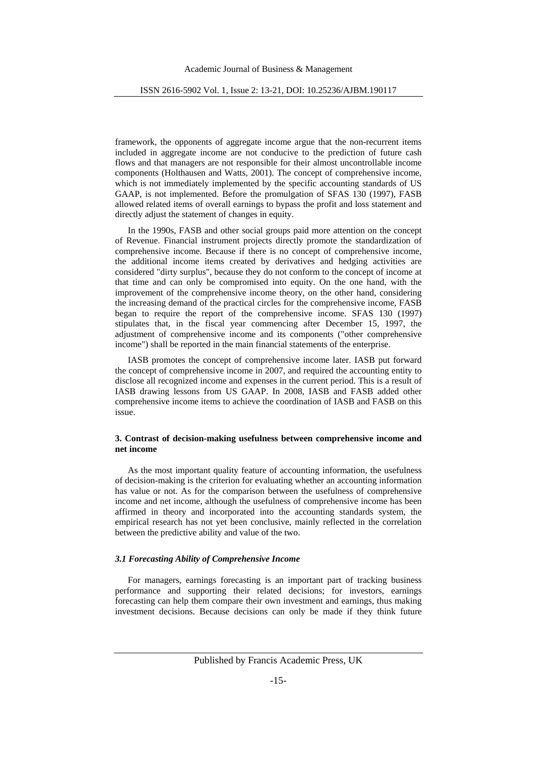framework, the opponents of aggregate income argue that the non-recurrent items included in aggregate income are not conducive to the prediction of future cash flows and that managers are not responsible for their almost uncontrollable income components (Holthausen and Watts, 2001). The concept of comprehensive income, which is not immediately implemented by the specific accounting standards of US GAAP, is not implemented. Before the promulgation of SFAS 130 (1997), FASB allowed related items of overall earnings to bypass the profit and loss statement and directly adjust the statement of changes in equity.

In the 1990s, FASB and other social groups paid more attention on the concept of Revenue. Financial instrument projects directly promote the standardization of comprehensive income. Because if there is no concept of comprehensive income, the additional income items created by derivatives and hedging activities are considered "dirty surplus", because they do not conform to the concept of income at that time and can only be compromised into equity. On the one hand, with the improvement of the comprehensive income theory, on the other hand, considering the increasing demand of the practical circles for the comprehensive income, FASB began to require the report of the comprehensive income. SFAS 130 (1997) stipulates that, in the fiscal year commencing after December 15, 1997, the adjustment of comprehensive income and its components ("other comprehensive income") shall be reported in the main financial statements of the enterprise.

IASB promotes the concept of comprehensive income later. IASB put forward the concept of comprehensive income in 2007, and required the accounting entity to disclose all recognized income and expenses in the current period. This is a result of IASB drawing lessons from US GAAP. In 2008, IASB and FASB added other comprehensive income items to achieve the coordination of IASB and FASB on this issue.

## 3. Contrast of decision-making usefulness between comprehensive income and net income

As the most important quality feature of accounting information, the usefulness of decision-making is the criterion for evaluating whether an accounting information has value or not. As for the comparison between the usefulness of comprehensive income and net income, although the usefulness of comprehensive income has been affirmed in theory and incorporated into the accounting standards system, the empirical research has not yet been conclusive, mainly reflected in the correlation between the predictive ability and value of the two.

### *3.1 Forecasting Ability of Comprehensive Income*

For managers, earnings forecasting is an important part of tracking business performance and supporting their related decisions; for investors, earnings forecasting can help them compare their own investment and earnings, thus making investment decisions. Because decisions can only be made if they think future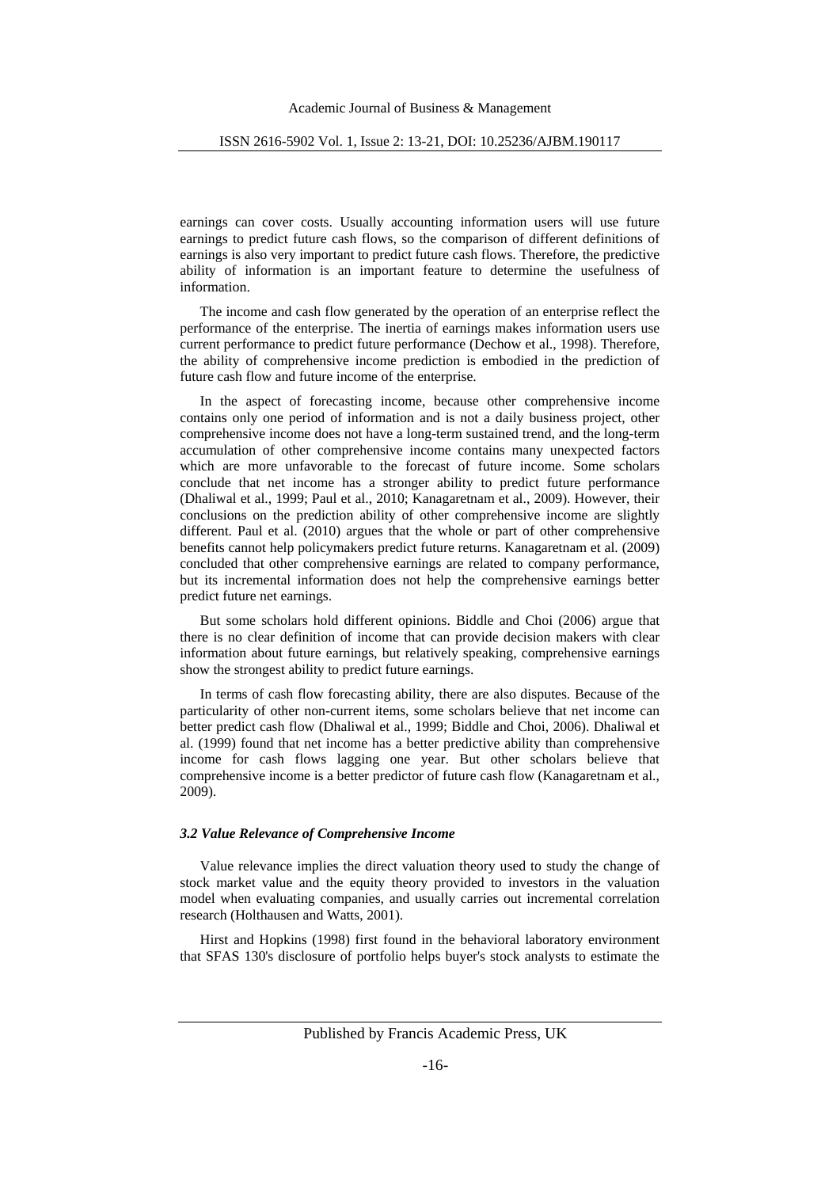earnings can cover costs. Usually accounting information users will use future earnings to predict future cash flows, so the comparison of different definitions of earnings is also very important to predict future cash flows. Therefore, the predictive ability of information is an important feature to determine the usefulness of information.

The income and cash flow generated by the operation of an enterprise reflect the performance of the enterprise. The inertia of earnings makes information users use current performance to predict future performance (Dechow et al., 1998). Therefore, the ability of comprehensive income prediction is embodied in the prediction of future cash flow and future income of the enterprise.

In the aspect of forecasting income, because other comprehensive income contains only one period of information and is not a daily business project, other comprehensive income does not have a long-term sustained trend, and the long-term accumulation of other comprehensive income contains many unexpected factors which are more unfavorable to the forecast of future income. Some scholars conclude that net income has a stronger ability to predict future performance (Dhaliwal et al., 1999; Paul et al., 2010; Kanagaretnam et al., 2009). However, their conclusions on the prediction ability of other comprehensive income are slightly different. Paul et al. (2010) argues that the whole or part of other comprehensive benefits cannot help policymakers predict future returns. Kanagaretnam et al. (2009) concluded that other comprehensive earnings are related to company performance, but its incremental information does not help the comprehensive earnings better predict future net earnings.

But some scholars hold different opinions. Biddle and Choi (2006) argue that there is no clear definition of income that can provide decision makers with clear information about future earnings, but relatively speaking, comprehensive earnings show the strongest ability to predict future earnings.

In terms of cash flow forecasting ability, there are also disputes. Because of the particularity of other non-current items, some scholars believe that net income can better predict cash flow (Dhaliwal et al., 1999; Biddle and Choi, 2006). Dhaliwal et al. (1999) found that net income has a better predictive ability than comprehensive income for cash flows lagging one year. But other scholars believe that comprehensive income is a better predictor of future cash flow (Kanagaretnam et al., 2009).

### *3.2 Value Relevance of Comprehensive Income*

Value relevance implies the direct valuation theory used to study the change of stock market value and the equity theory provided to investors in the valuation model when evaluating companies, and usually carries out incremental correlation research (Holthausen and Watts, 2001).

Hirst and Hopkins (1998) first found in the behavioral laboratory environment that SFAS 130's disclosure of portfolio helps buyer's stock analysts to estimate the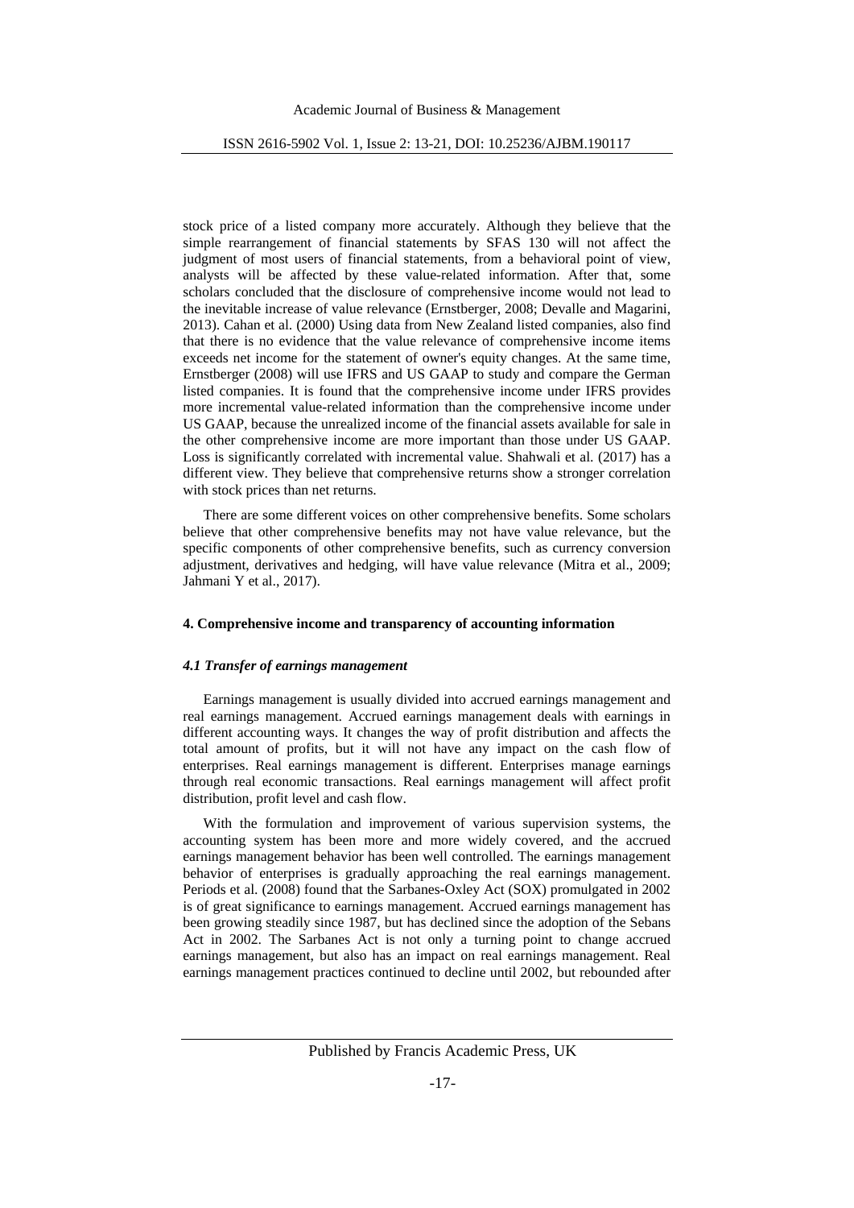stock price of a listed company more accurately. Although they believe that the simple rearrangement of financial statements by SFAS 130 will not affect the judgment of most users of financial statements, from a behavioral point of view, analysts will be affected by these value-related information. After that, some scholars concluded that the disclosure of comprehensive income would not lead to the inevitable increase of value relevance (Ernstberger, 2008; Devalle and Magarini, 2013). Cahan et al. (2000) Using data from New Zealand listed companies, also find that there is no evidence that the value relevance of comprehensive income items exceeds net income for the statement of owner's equity changes. At the same time, Ernstberger (2008) will use IFRS and US GAAP to study and compare the German listed companies. It is found that the comprehensive income under IFRS provides more incremental value-related information than the comprehensive income under US GAAP, because the unrealized income of the financial assets available for sale in the other comprehensive income are more important than those under US GAAP. Loss is significantly correlated with incremental value. Shahwali et al. (2017) has a different view. They believe that comprehensive returns show a stronger correlation with stock prices than net returns.

There are some different voices on other comprehensive benefits. Some scholars believe that other comprehensive benefits may not have value relevance, but the specific components of other comprehensive benefits, such as currency conversion adjustment, derivatives and hedging, will have value relevance (Mitra et al., 2009; Jahmani Y et al., 2017).

## 4. Comprehensive income and transparency of accounting information

### *4.1 Transfer of earnings management*

Earnings management is usually divided into accrued earnings management and real earnings management. Accrued earnings management deals with earnings in different accounting ways. It changes the way of profit distribution and affects the total amount of profits, but it will not have any impact on the cash flow of enterprises. Real earnings management is different. Enterprises manage earnings through real economic transactions. Real earnings management will affect profit distribution, profit level and cash flow.

With the formulation and improvement of various supervision systems, the accounting system has been more and more widely covered, and the accrued earnings management behavior has been well controlled. The earnings management behavior of enterprises is gradually approaching the real earnings management. Periods et al. (2008) found that the Sarbanes-Oxley Act (SOX) promulgated in 2002 is of great significance to earnings management. Accrued earnings management has been growing steadily since 1987, but has declined since the adoption of the Sebans Act in 2002. The Sarbanes Act is not only a turning point to change accrued earnings management, but also has an impact on real earnings management. Real earnings management practices continued to decline until 2002, but rebounded after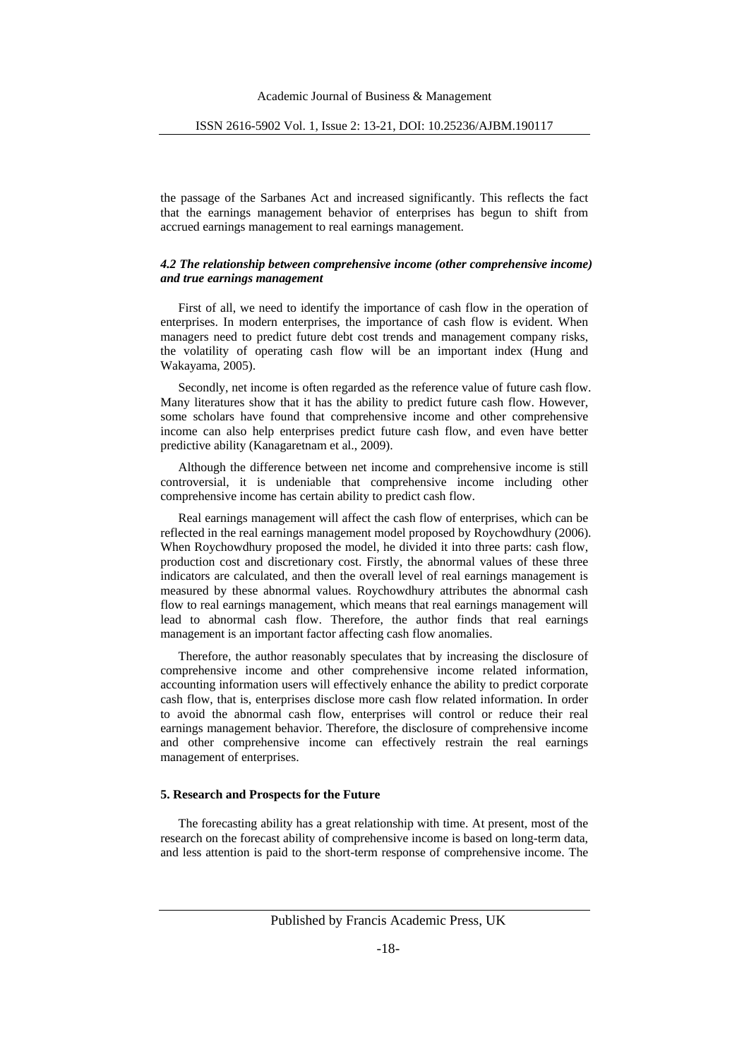the passage of the Sarbanes Act and increased significantly. This reflects the fact that the earnings management behavior of enterprises has begun to shift from accrued earnings management to real earnings management.

### *4.2 The relationship between comprehensive income (other comprehensive income) and true earnings management*

First of all, we need to identify the importance of cash flow in the operation of enterprises. In modern enterprises, the importance of cash flow is evident. When managers need to predict future debt cost trends and management company risks, the volatility of operating cash flow will be an important index (Hung and Wakayama, 2005).

Secondly, net income is often regarded as the reference value of future cash flow. Many literatures show that it has the ability to predict future cash flow. However, some scholars have found that comprehensive income and other comprehensive income can also help enterprises predict future cash flow, and even have better predictive ability (Kanagaretnam et al., 2009).

Although the difference between net income and comprehensive income is still controversial, it is undeniable that comprehensive income including other comprehensive income has certain ability to predict cash flow.

Real earnings management will affect the cash flow of enterprises, which can be reflected in the real earnings management model proposed by Roychowdhury (2006). When Roychowdhury proposed the model, he divided it into three parts: cash flow, production cost and discretionary cost. Firstly, the abnormal values of these three indicators are calculated, and then the overall level of real earnings management is measured by these abnormal values. Roychowdhury attributes the abnormal cash flow to real earnings management, which means that real earnings management will lead to abnormal cash flow. Therefore, the author finds that real earnings management is an important factor affecting cash flow anomalies.

Therefore, the author reasonably speculates that by increasing the disclosure of comprehensive income and other comprehensive income related information, accounting information users will effectively enhance the ability to predict corporate cash flow, that is, enterprises disclose more cash flow related information. In order to avoid the abnormal cash flow, enterprises will control or reduce their real earnings management behavior. Therefore, the disclosure of comprehensive income and other comprehensive income can effectively restrain the real earnings management of enterprises.

## 5. Research and Prospects for the Future

The forecasting ability has a great relationship with time. At present, most of the research on the forecast ability of comprehensive income is based on long-term data, and less attention is paid to the short-term response of comprehensive income. The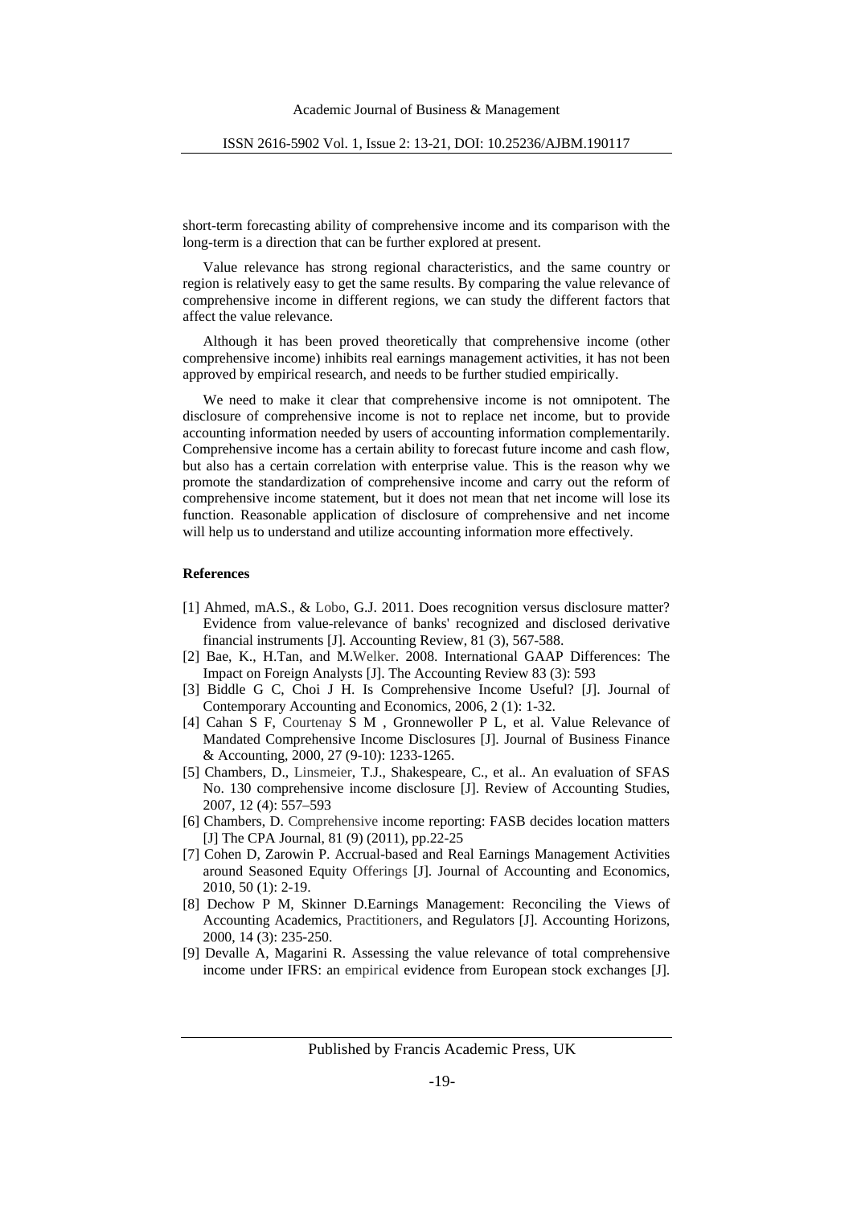short-term forecasting ability of comprehensive income and its comparison with the long-term is a direction that can be further explored at present.

Value relevance has strong regional characteristics, and the same country or region is relatively easy to get the same results. By comparing the value relevance of comprehensive income in different regions, we can study the different factors that affect the value relevance.

Although it has been proved theoretically that comprehensive income (other comprehensive income) inhibits real earnings management activities, it has not been approved by empirical research, and needs to be further studied empirically.

We need to make it clear that comprehensive income is not omnipotent. The disclosure of comprehensive income is not to replace net income, but to provide accounting information needed by users of accounting information complementarily. Comprehensive income has a certain ability to forecast future income and cash flow, but also has a certain correlation with enterprise value. This is the reason why we promote the standardization of comprehensive income and carry out the reform of comprehensive income statement, but it does not mean that net income will lose its function. Reasonable application of disclosure of comprehensive and net income will help us to understand and utilize accounting information more effectively.

## References

[1] Ahmed, mA.S., & Lobo, G.J. 2011. Does recognition versus disclosure matter? Evidence from value-relevance of banks' recognized and disclosed derivative financial instruments [J]. Accounting Review, 81 (3), 567-588.

[2] Bae, K., H.Tan, and M.Welker. 2008. International GAAP Differences: The Impact on Foreign Analysts [J]. The Accounting Review 83 (3): 593

[3] Biddle G C, Choi J H. Is Comprehensive Income Useful? [J]. Journal of Contemporary Accounting and Economics, 2006, 2 (1): 1-32.

[4] Cahan S F, Courtenay S M , Gronnewoller P L, et al. Value Relevance of Mandated Comprehensive Income Disclosures [J]. Journal of Business Finance & Accounting, 2000, 27 (9-10): 1233-1265.

[5] Chambers, D., Linsmeier, T.J., Shakespeare, C., et al.. An evaluation of SFAS No. 130 comprehensive income disclosure [J]. Review of Accounting Studies, 2007, 12 (4): 557–593

[6] Chambers, D. Comprehensive income reporting: FASB decides location matters [J] The CPA Journal, 81 (9) (2011), pp.22-25

[7] Cohen D, Zarowin P. Accrual-based and Real Earnings Management Activities around Seasoned Equity Offerings [J]. Journal of Accounting and Economics, 2010, 50 (1): 2-19.

[8] Dechow P M, Skinner D.Earnings Management: Reconciling the Views of Accounting Academics, Practitioners, and Regulators [J]. Accounting Horizons, 2000, 14 (3): 235-250.

[9] Devalle A, Magarini R. Assessing the value relevance of total comprehensive income under IFRS: an empirical evidence from European stock exchanges [J].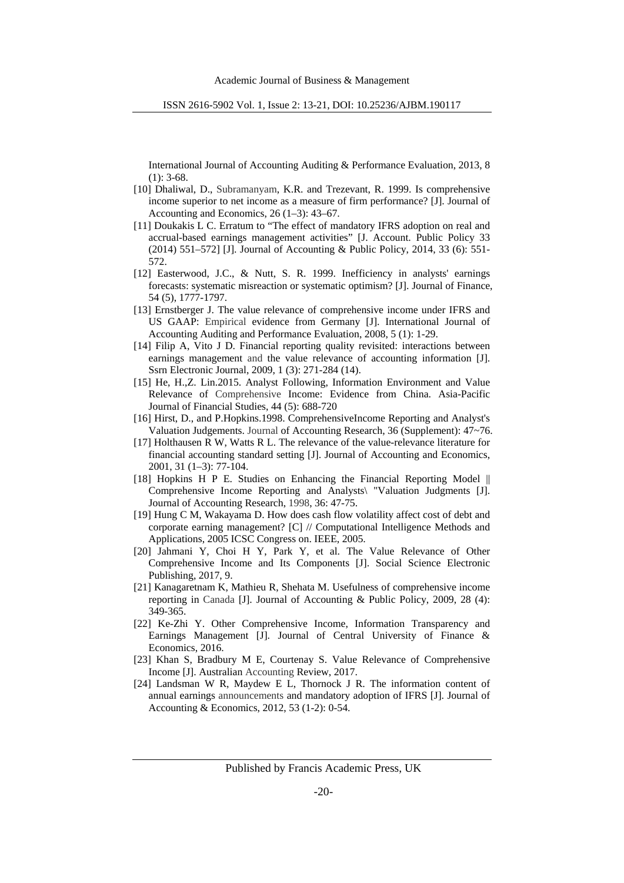International Journal of Accounting Auditing & Performance Evaluation, 2013, 8 (1): 3-68.

[10] Dhaliwal, D., Subramanyam, K.R. and Trezevant, R. 1999. Is comprehensive income superior to net income as a measure of firm performance? [J]. Journal of Accounting and Economics, 26 (1–3): 43–67.

[11] Doukakis L C. Erratum to "The effect of mandatory IFRS adoption on real and accrual-based earnings management activities" [J. Account. Public Policy 33 (2014) 551–572] [J]. Journal of Accounting & Public Policy, 2014, 33 (6): 551-572.

[12] Easterwood, J.C., & Nutt, S. R. 1999. Inefficiency in analysts' earnings forecasts: systematic misreaction or systematic optimism? [J]. Journal of Finance, 54 (5), 1777-1797.

[13] Ernstberger J. The value relevance of comprehensive income under IFRS and US GAAP: Empirical evidence from Germany [J]. International Journal of Accounting Auditing and Performance Evaluation, 2008, 5 (1): 1-29.

[14] Filip A, Vito J D. Financial reporting quality revisited: interactions between earnings management and the value relevance of accounting information [J]. Ssrn Electronic Journal, 2009, 1 (3): 271-284 (14).

[15] He, H.,Z. Lin.2015. Analyst Following, Information Environment and Value Relevance of Comprehensive Income: Evidence from China. Asia-Pacific Journal of Financial Studies, 44 (5): 688-720

[16] Hirst, D., and P.Hopkins.1998. ComprehensiveIncome Reporting and Analyst's Valuation Judgements. Journal of Accounting Research, 36 (Supplement): 47~76.

[17] Holthausen R W, Watts R L. The relevance of the value-relevance literature for financial accounting standard setting [J]. Journal of Accounting and Economics, 2001, 31 (1–3): 77-104.

[18] Hopkins H P E. Studies on Enhancing the Financial Reporting Model ‖ Comprehensive Income Reporting and Analysts\ "Valuation Judgments [J]. Journal of Accounting Research, 1998, 36: 47-75.

[19] Hung C M, Wakayama D. How does cash flow volatility affect cost of debt and corporate earning management? [C] // Computational Intelligence Methods and Applications, 2005 ICSC Congress on. IEEE, 2005.

[20] Jahmani Y, Choi H Y, Park Y, et al. The Value Relevance of Other Comprehensive Income and Its Components [J]. Social Science Electronic Publishing, 2017, 9.

[21] Kanagaretnam K, Mathieu R, Shehata M. Usefulness of comprehensive income reporting in Canada [J]. Journal of Accounting & Public Policy, 2009, 28 (4): 349-365.

[22] Ke-Zhi Y. Other Comprehensive Income, Information Transparency and Earnings Management [J]. Journal of Central University of Finance & Economics, 2016.

[23] Khan S, Bradbury M E, Courtenay S. Value Relevance of Comprehensive Income [J]. Australian Accounting Review, 2017.

[24] Landsman W R, Maydew E L, Thornock J R. The information content of annual earnings announcements and mandatory adoption of IFRS [J]. Journal of Accounting & Economics, 2012, 53 (1-2): 0-54.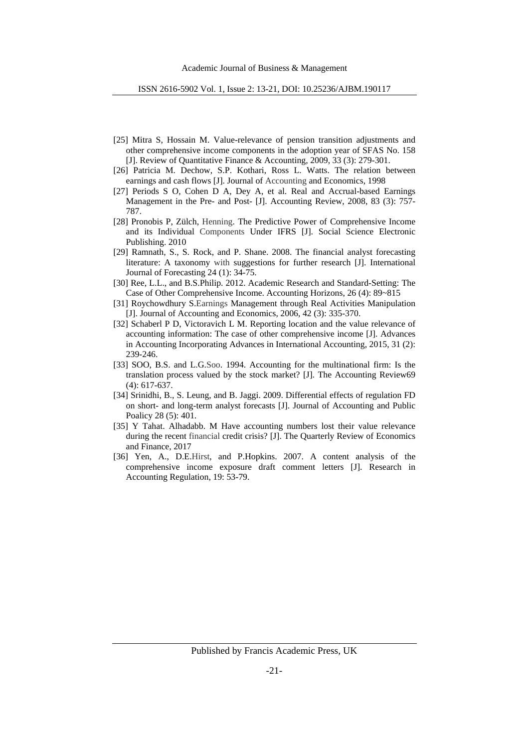[25] Mitra S, Hossain M. Value-relevance of pension transition adjustments and other comprehensive income components in the adoption year of SFAS No. 158 [J]. Review of Quantitative Finance & Accounting, 2009, 33 (3): 279-301.

[26] Patricia M. Dechow, S.P. Kothari, Ross L. Watts. The relation between earnings and cash flows [J]. Journal of Accounting and Economics, 1998

[27] Periods S O, Cohen D A, Dey A, et al. Real and Accrual-based Earnings Management in the Pre- and Post- [J]. Accounting Review, 2008, 83 (3): 757-787.

[28] Pronobis P, Zülch, Henning. The Predictive Power of Comprehensive Income and its Individual Components Under IFRS [J]. Social Science Electronic Publishing. 2010

[29] Ramnath, S., S. Rock, and P. Shane. 2008. The financial analyst forecasting literature: A taxonomy with suggestions for further research [J]. International Journal of Forecasting 24 (1): 34-75.

[30] Ree, L.L., and B.S.Philip. 2012. Academic Research and Standard-Setting: The Case of Other Comprehensive Income. Accounting Horizons, 26 (4): 89~815

[31] Roychowdhury S.Earnings Management through Real Activities Manipulation [J]. Journal of Accounting and Economics, 2006, 42 (3): 335-370.

[32] Schaberl P D, Victoravich L M. Reporting location and the value relevance of accounting information: The case of other comprehensive income [J]. Advances in Accounting Incorporating Advances in International Accounting, 2015, 31 (2): 239-246.

[33] SOO, B.S. and L.G.Soo. 1994. Accounting for the multinational firm: Is the translation process valued by the stock market? [J]. The Accounting Review69 (4): 617-637.

[34] Srinidhi, B., S. Leung, and B. Jaggi. 2009. Differential effects of regulation FD on short- and long-term analyst forecasts [J]. Journal of Accounting and Public Poalicy 28 (5): 401.

[35] Y Tahat. Alhadabb. M Have accounting numbers lost their value relevance during the recent financial credit crisis? [J]. The Quarterly Review of Economics and Finance, 2017

[36] Yen, A., D.E.Hirst, and P.Hopkins. 2007. A content analysis of the comprehensive income exposure draft comment letters [J]. Research in Accounting Regulation, 19: 53-79.